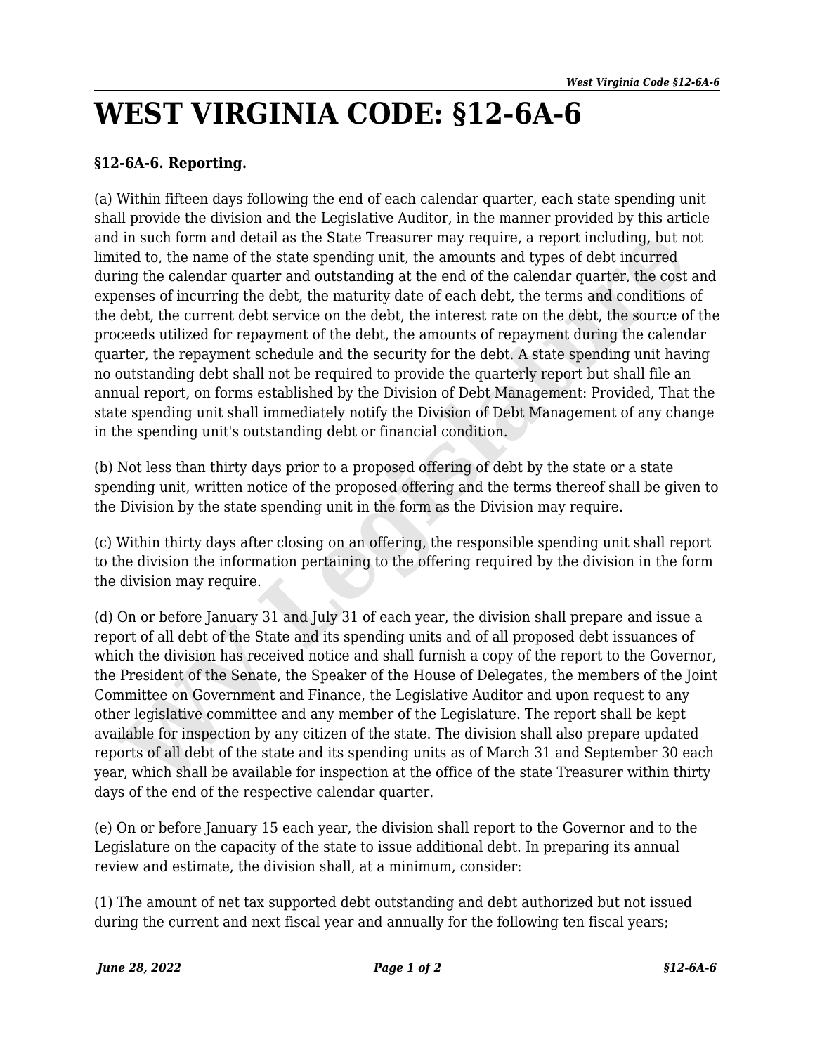# WEST VIRGINIA CODE: §12-6A-6

**§12-6A-6. Reporting.**

(a) Within fifteen days following the end of each calendar quarter, each state spending unit shall provide the division and the Legislative Auditor, in the manner provided by this article and in such form and detail as the State Treasurer may require, a report including, but not limited to, the name of the state spending unit, the amounts and types of debt incurred during the calendar quarter and outstanding at the end of the calendar quarter, the cost and expenses of incurring the debt, the maturity date of each debt, the terms and conditions of the debt, the current debt service on the debt, the interest rate on the debt, the source of the proceeds utilized for repayment of the debt, the amounts of repayment during the calendar quarter, the repayment schedule and the security for the debt. A state spending unit having no outstanding debt shall not be required to provide the quarterly report but shall file an annual report, on forms established by the Division of Debt Management: Provided, That the state spending unit shall immediately notify the Division of Debt Management of any change in the spending unit's outstanding debt or financial condition.

(b) Not less than thirty days prior to a proposed offering of debt by the state or a state spending unit, written notice of the proposed offering and the terms thereof shall be given to the Division by the state spending unit in the form as the Division may require.

(c) Within thirty days after closing on an offering, the responsible spending unit shall report to the division the information pertaining to the offering required by the division in the form the division may require.

(d) On or before January 31 and July 31 of each year, the division shall prepare and issue a report of all debt of the State and its spending units and of all proposed debt issuances of which the division has received notice and shall furnish a copy of the report to the Governor, the President of the Senate, the Speaker of the House of Delegates, the members of the Joint Committee on Government and Finance, the Legislative Auditor and upon request to any other legislative committee and any member of the Legislature. The report shall be kept available for inspection by any citizen of the state. The division shall also prepare updated reports of all debt of the state and its spending units as of March 31 and September 30 each year, which shall be available for inspection at the office of the state Treasurer within thirty days of the end of the respective calendar quarter.

(e) On or before January 15 each year, the division shall report to the Governor and to the Legislature on the capacity of the state to issue additional debt. In preparing its annual review and estimate, the division shall, at a minimum, consider:

(1) The amount of net tax supported debt outstanding and debt authorized but not issued during the current and next fiscal year and annually for the following ten fiscal years;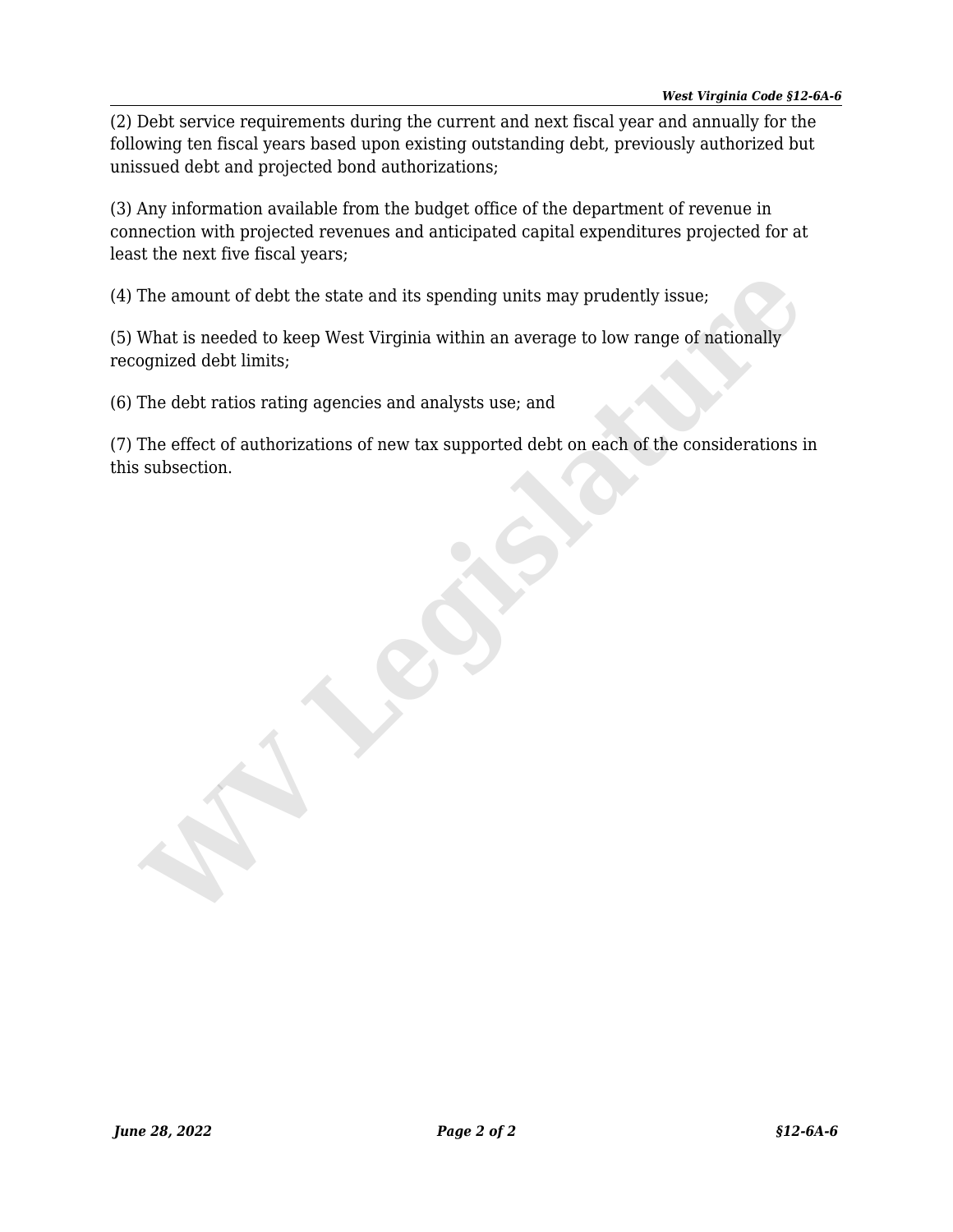(2) Debt service requirements during the current and next fiscal year and annually for the following ten fiscal years based upon existing outstanding debt, previously authorized but unissued debt and projected bond authorizations;

(3) Any information available from the budget office of the department of revenue in connection with projected revenues and anticipated capital expenditures projected for at least the next five fiscal years;

(4) The amount of debt the state and its spending units may prudently issue;

(5) What is needed to keep West Virginia within an average to low range of nationally recognized debt limits;

(6) The debt ratios rating agencies and analysts use; and

(7) The effect of authorizations of new tax supported debt on each of the considerations in this subsection.